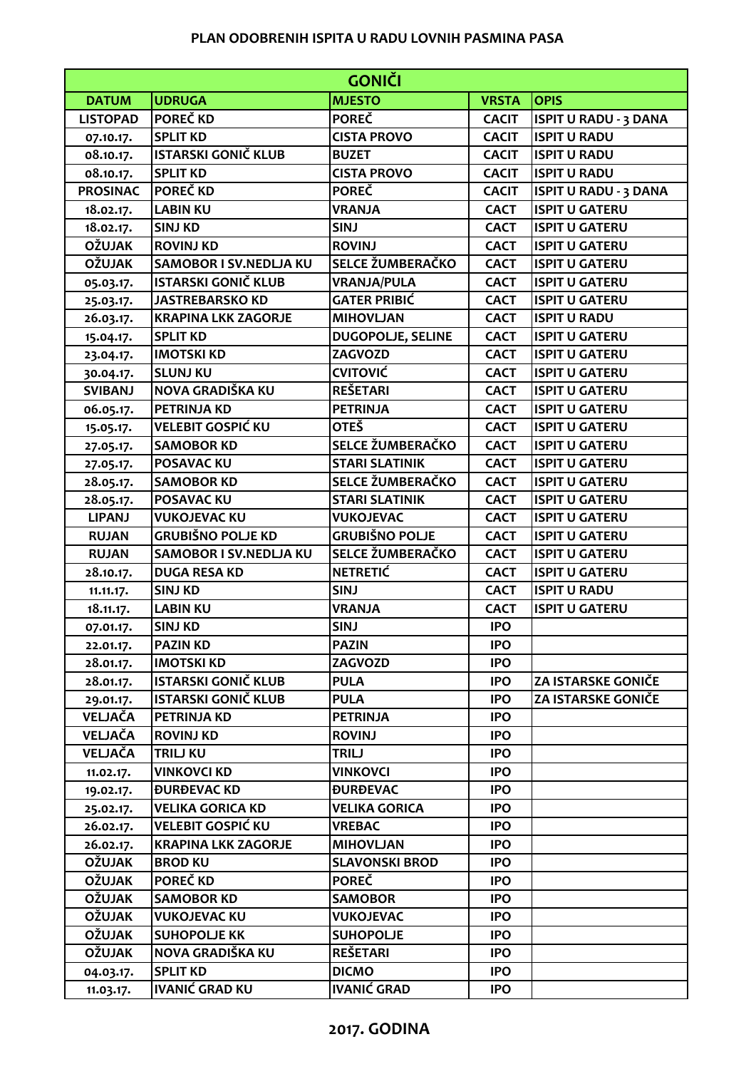# PLAN ODOBRENIH ISPITA U RADU LOVNIH PASMINA PASA

| GONIČI | | | | |
|---|---|---|---|---|
| **DATUM** | **UDRUGA** | **MJESTO** | **VRSTA** | **OPIS** |
| LISTOPAD | POREČ KD | POREČ | CACIT | ISPIT U RADU - 3 DANA |
| 07.10.17. | SPLIT KD | CISTA PROVO | CACIT | ISPIT U RADU |
| 08.10.17. | ISTARSKI GONIČ KLUB | BUZET | CACIT | ISPIT U RADU |
| 08.10.17. | SPLIT KD | CISTA PROVO | CACIT | ISPIT U RADU |
| PROSINAC | POREČ KD | POREČ | CACIT | ISPIT U RADU - 3 DANA |
| 18.02.17. | LABIN KU | VRANJA | CACT | ISPIT U GATERU |
| 18.02.17. | SINJ KD | SINJ | CACT | ISPIT U GATERU |
| OŽUJAK | ROVINJ KD | ROVINJ | CACT | ISPIT U GATERU |
| OŽUJAK | SAMOBOR I SV.NEDLJA KU | SELCE ŽUMBERAČKO | CACT | ISPIT U GATERU |
| 05.03.17. | ISTARSKI GONIČ KLUB | VRANJA/PULA | CACT | ISPIT U GATERU |
| 25.03.17. | JASTREBARSKO KD | GATER PRIBIĆ | CACT | ISPIT U GATERU |
| 26.03.17. | KRAPINA LKK ZAGORJE | MIHOVLJAN | CACT | ISPIT U RADU |
| 15.04.17. | SPLIT KD | DUGOPOLJE, SELINE | CACT | ISPIT U GATERU |
| 23.04.17. | IMOTSKI KD | ZAGVOZD | CACT | ISPIT U GATERU |
| 30.04.17. | SLUNJ KU | CVITOVIĆ | CACT | ISPIT U GATERU |
| SVIBANJ | NOVA GRADIŠKA KU | REŠETARI | CACT | ISPIT U GATERU |
| 06.05.17. | PETRINJA KD | PETRINJA | CACT | ISPIT U GATERU |
| 15.05.17. | VELEBIT GOSPIĆ KU | OTEŠ | CACT | ISPIT U GATERU |
| 27.05.17. | SAMOBOR KD | SELCE ŽUMBERAČKO | CACT | ISPIT U GATERU |
| 27.05.17. | POSAVAC KU | STARI SLATINIK | CACT | ISPIT U GATERU |
| 28.05.17. | SAMOBOR KD | SELCE ŽUMBERAČKO | CACT | ISPIT U GATERU |
| 28.05.17. | POSAVAC KU | STARI SLATINIK | CACT | ISPIT U GATERU |
| LIPANJ | VUKOJEVAC KU | VUKOJEVAC | CACT | ISPIT U GATERU |
| RUJAN | GRUBIŠNO POLJE KD | GRUBIŠNO POLJE | CACT | ISPIT U GATERU |
| RUJAN | SAMOBOR I SV.NEDLJA KU | SELCE ŽUMBERAČKO | CACT | ISPIT U GATERU |
| 28.10.17. | DUGA RESA KD | NETRETIĆ | CACT | ISPIT U GATERU |
| 11.11.17. | SINJ KD | SINJ | CACT | ISPIT U RADU |
| 18.11.17. | LABIN KU | VRANJA | CACT | ISPIT U GATERU |
| 07.01.17. | SINJ KD | SINJ | IPO | |
| 22.01.17. | PAZIN KD | PAZIN | IPO | |
| 28.01.17. | IMOTSKI KD | ZAGVOZD | IPO | |
| 28.01.17. | ISTARSKI GONIČ KLUB | PULA | IPO | ZA ISTARSKE GONIČE |
| 29.01.17. | ISTARSKI GONIČ KLUB | PULA | IPO | ZA ISTARSKE GONIČE |
| VELJAČA | PETRINJA KD | PETRINJA | IPO | |
| VELJAČA | ROVINJ KD | ROVINJ | IPO | |
| VELJAČA | TRILJ KU | TRILJ | IPO | |
| 11.02.17. | VINKOVCI KD | VINKOVCI | IPO | |
| 19.02.17. | ĐURĐEVAC KD | ĐURĐEVAC | IPO | |
| 25.02.17. | VELIKA GORICA KD | VELIKA GORICA | IPO | |
| 26.02.17. | VELEBIT GOSPIĆ KU | VREBAC | IPO | |
| 26.02.17. | KRAPINA LKK ZAGORJE | MIHOVLJAN | IPO | |
| OŽUJAK | BROD KU | SLAVONSKI BROD | IPO | |
| OŽUJAK | POREČ KD | POREČ | IPO | |
| OŽUJAK | SAMOBOR KD | SAMOBOR | IPO | |
| OŽUJAK | VUKOJEVAC KU | VUKOJEVAC | IPO | |
| OŽUJAK | SUHOPOLJE KK | SUHOPOLJE | IPO | |
| OŽUJAK | NOVA GRADIŠKA KU | REŠETARI | IPO | |
| 04.03.17. | SPLIT KD | DICMO | IPO | |
| 11.03.17. | IVANIĆ GRAD KU | IVANIĆ GRAD | IPO | |

**2017. GODINA**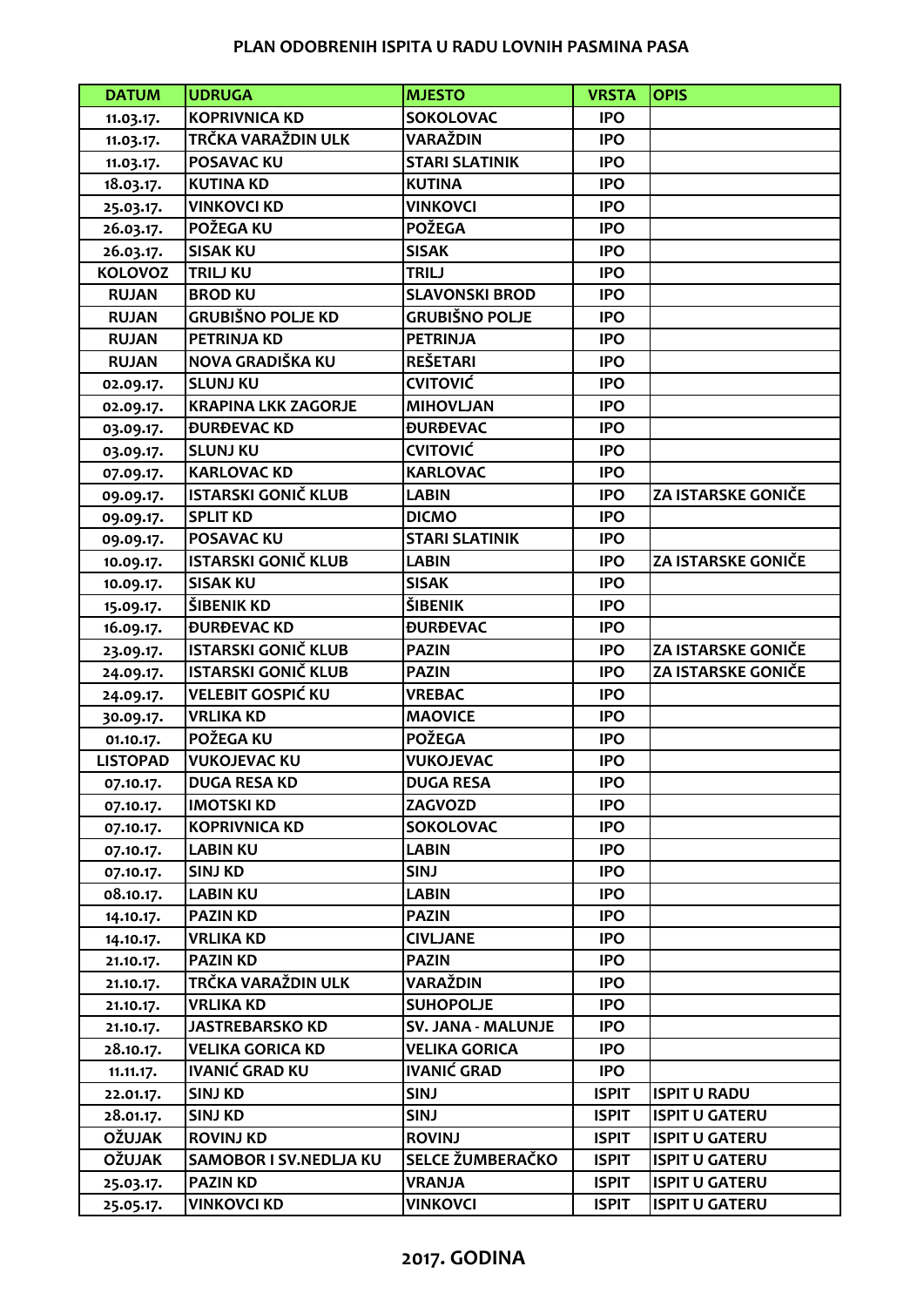**PLAN ODOBRENIH ISPITA U RADU LOVNIH PASMINA PASA**

| DATUM | UDRUGA | MJESTO | VRSTA | OPIS |
|---|---|---|---|---|
| 11.03.17. | KOPRIVNICA KD | SOKOLOVAC | IPO | |
| 11.03.17. | TRČKA VARAŽDIN ULK | VARAŽDIN | IPO | |
| 11.03.17. | POSAVAC KU | STARI SLATINIK | IPO | |
| 18.03.17. | KUTINA KD | KUTINA | IPO | |
| 25.03.17. | VINKOVCI KD | VINKOVCI | IPO | |
| 26.03.17. | POŽEGA KU | POŽEGA | IPO | |
| 26.03.17. | SISAK KU | SISAK | IPO | |
| KOLOVOZ | TRILJ KU | TRILJ | IPO | |
| RUJAN | BROD KU | SLAVONSKI BROD | IPO | |
| RUJAN | GRUBIŠNO POLJE KD | GRUBIŠNO POLJE | IPO | |
| RUJAN | PETRINJA KD | PETRINJA | IPO | |
| RUJAN | NOVA GRADIŠKA KU | REŠETARI | IPO | |
| 02.09.17. | SLUNJ KU | CVITOVIĆ | IPO | |
| 02.09.17. | KRAPINA LKK ZAGORJE | MIHOVLJAN | IPO | |
| 03.09.17. | ĐURĐEVAC KD | ĐURĐEVAC | IPO | |
| 03.09.17. | SLUNJ KU | CVITOVIĆ | IPO | |
| 07.09.17. | KARLOVAC KD | KARLOVAC | IPO | |
| 09.09.17. | ISTARSKI GONIČ KLUB | LABIN | IPO | ZA ISTARSKE GONIČE |
| 09.09.17. | SPLIT KD | DICMO | IPO | |
| 09.09.17. | POSAVAC KU | STARI SLATINIK | IPO | |
| 10.09.17. | ISTARSKI GONIČ KLUB | LABIN | IPO | ZA ISTARSKE GONIČE |
| 10.09.17. | SISAK KU | SISAK | IPO | |
| 15.09.17. | ŠIBENIK KD | ŠIBENIK | IPO | |
| 16.09.17. | ĐURĐEVAC KD | ĐURĐEVAC | IPO | |
| 23.09.17. | ISTARSKI GONIČ KLUB | PAZIN | IPO | ZA ISTARSKE GONIČE |
| 24.09.17. | ISTARSKI GONIČ KLUB | PAZIN | IPO | ZA ISTARSKE GONIČE |
| 24.09.17. | VELEBIT GOSPIĆ KU | VREBAC | IPO | |
| 30.09.17. | VRLIKA KD | MAOVICE | IPO | |
| 01.10.17. | POŽEGA KU | POŽEGA | IPO | |
| LISTOPAD | VUKOJEVAC KU | VUKOJEVAC | IPO | |
| 07.10.17. | DUGA RESA KD | DUGA RESA | IPO | |
| 07.10.17. | IMOTSKI KD | ZAGVOZD | IPO | |
| 07.10.17. | KOPRIVNICA KD | SOKOLOVAC | IPO | |
| 07.10.17. | LABIN KU | LABIN | IPO | |
| 07.10.17. | SINJ KD | SINJ | IPO | |
| 08.10.17. | LABIN KU | LABIN | IPO | |
| 14.10.17. | PAZIN KD | PAZIN | IPO | |
| 14.10.17. | VRLIKA KD | CIVLJANE | IPO | |
| 21.10.17. | PAZIN KD | PAZIN | IPO | |
| 21.10.17. | TRČKA VARAŽDIN ULK | VARAŽDIN | IPO | |
| 21.10.17. | VRLIKA KD | SUHOPOLJE | IPO | |
| 21.10.17. | JASTREBARSKO KD | SV. JANA - MALUNJE | IPO | |
| 28.10.17. | VELIKA GORICA KD | VELIKA GORICA | IPO | |
| 11.11.17. | IVANIĆ GRAD KU | IVANIĆ GRAD | IPO | |
| 22.01.17. | SINJ KD | SINJ | ISPIT | ISPIT U RADU |
| 28.01.17. | SINJ KD | SINJ | ISPIT | ISPIT U GATERU |
| OŽUJAK | ROVINJ KD | ROVINJ | ISPIT | ISPIT U GATERU |
| OŽUJAK | SAMOBOR I SV.NEDLJA KU | SELCE ŽUMBERAČKO | ISPIT | ISPIT U GATERU |
| 25.03.17. | PAZIN KD | VRANJA | ISPIT | ISPIT U GATERU |
| 25.05.17. | VINKOVCI KD | VINKOVCI | ISPIT | ISPIT U GATERU |

**2017. GODINA**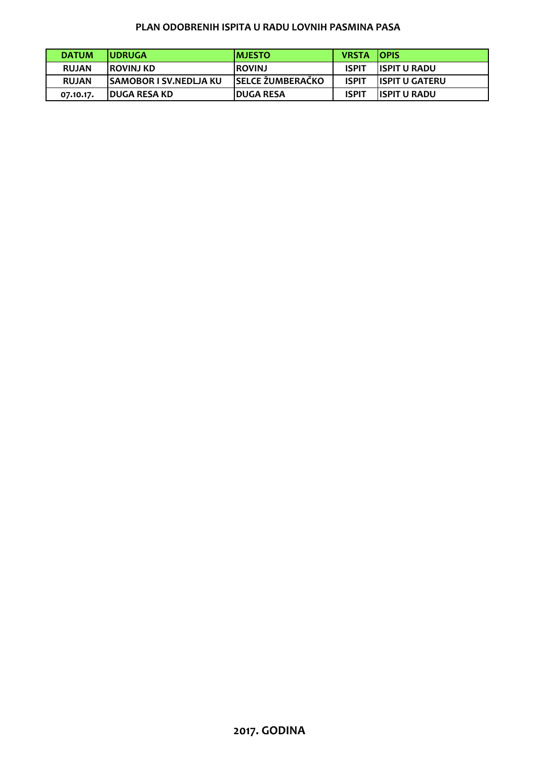**PLAN ODOBRENIH ISPITA U RADU LOVNIH PASMINA PASA**

| DATUM | UDRUGA | MJESTO | VRSTA | OPIS |
|---|---|---|---|---|
| RUJAN | ROVINJ KD | ROVINJ | ISPIT | ISPIT U RADU |
| RUJAN | SAMOBOR I SV.NEDLJA KU | SELCE ŽUMBERAČKO | ISPIT | ISPIT U GATERU |
| 07.10.17. | DUGA RESA KD | DUGA RESA | ISPIT | ISPIT U RADU |

**2017. GODINA**